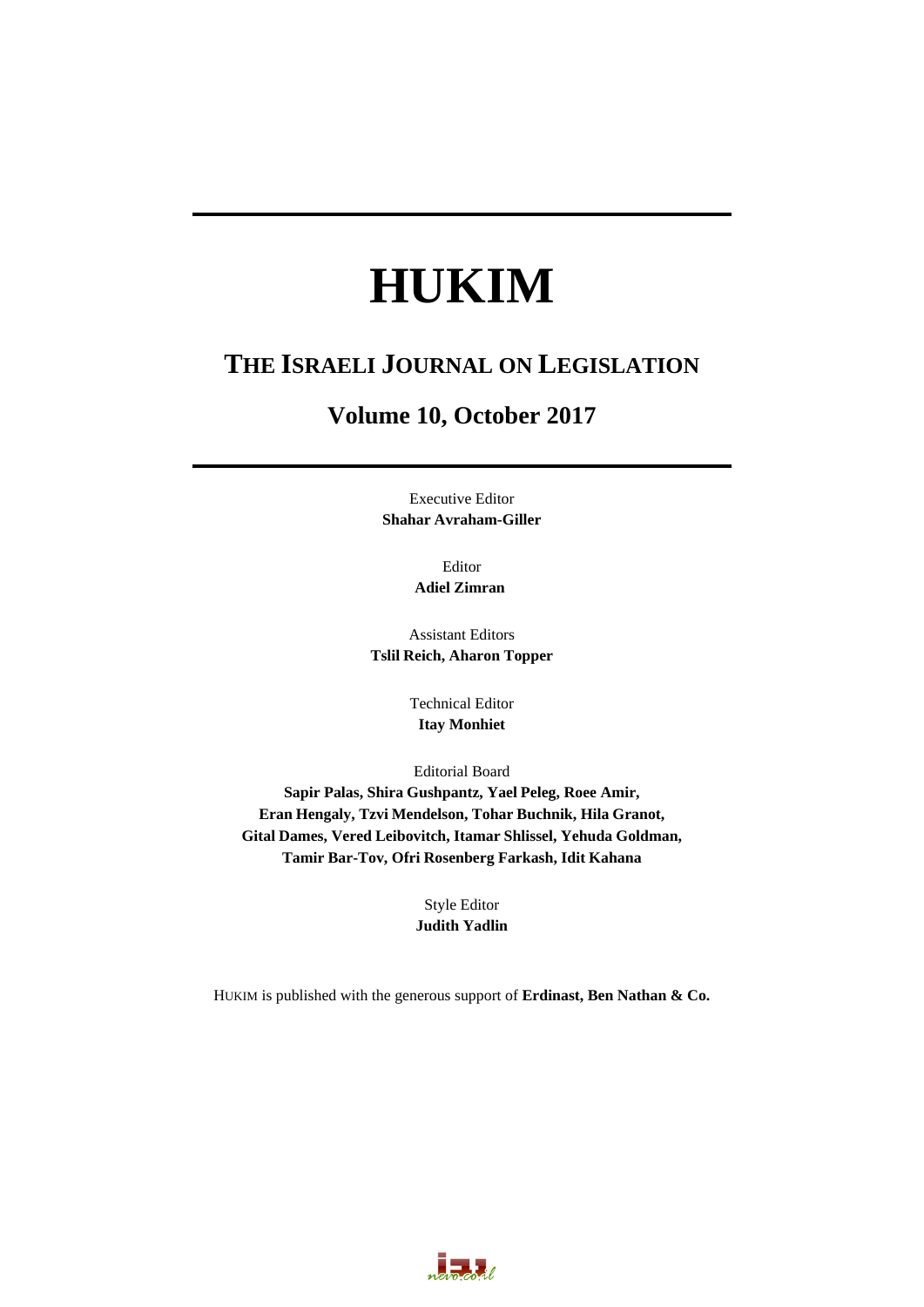# HUKIM

## THE ISRAELI JOURNAL ON LEGISLATION

## Volume 10, October 2017

Executive Editor
**Shahar Avraham-Giller**

Editor
**Adiel Zimran**

Assistant Editors
**Tslil Reich, Aharon Topper**

Technical Editor
**Itay Monhiet**

Editorial Board
**Sapir Palas, Shira Gushpantz, Yael Peleg, Roee Amir, Eran Hengaly, Tzvi Mendelson, Tohar Buchnik, Hila Granot, Gital Dames, Vered Leibovitch, Itamar Shlissel, Yehuda Goldman, Tamir Bar-Tov, Ofri Rosenberg Farkash, Idit Kahana**

Style Editor
**Judith Yadlin**

HUKIM is published with the generous support of **Erdinast, Ben Nathan & Co.**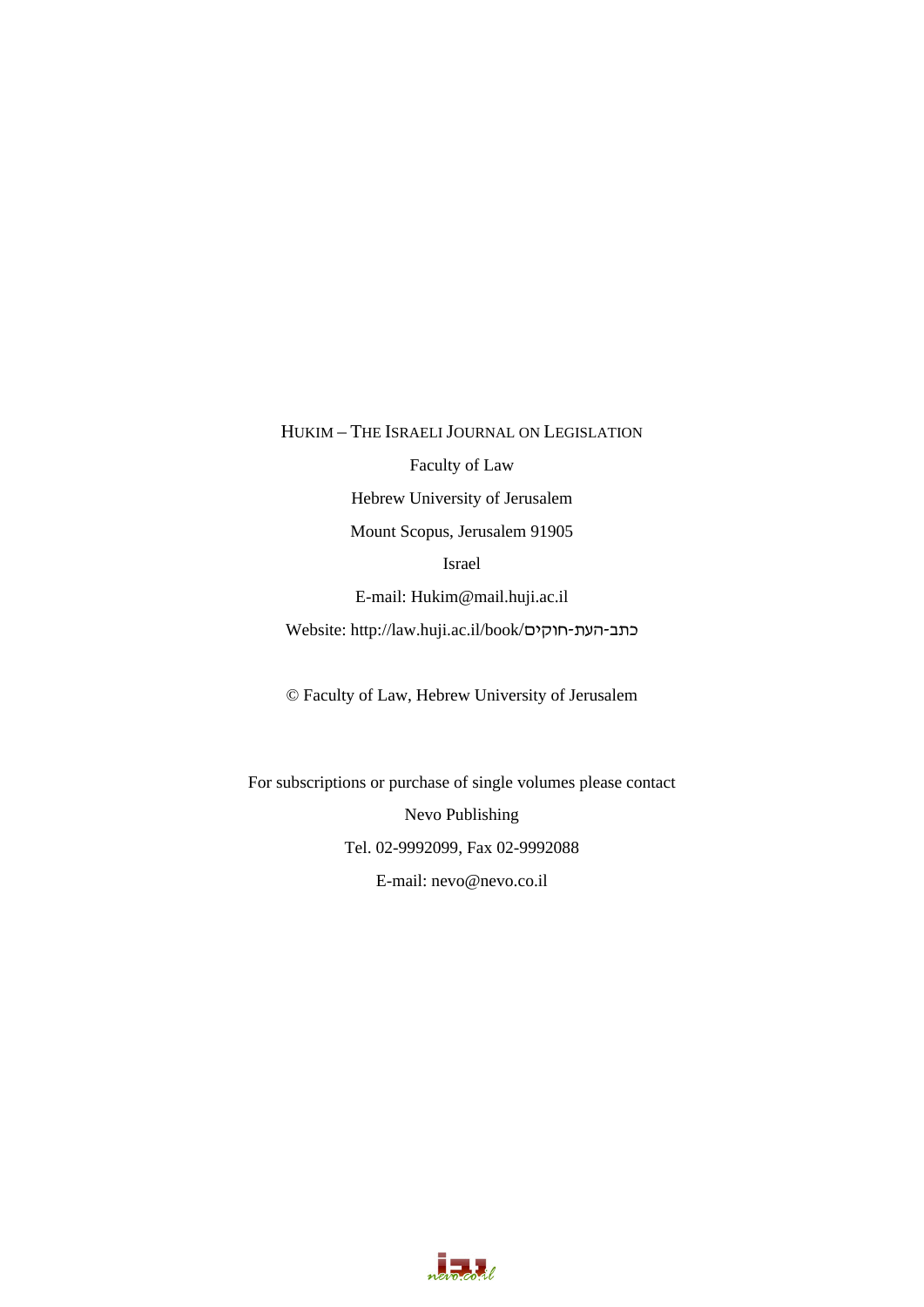HUKIM – THE ISRAELI JOURNAL ON LEGISLATION

Faculty of Law

Hebrew University of Jerusalem

Mount Scopus, Jerusalem 91905

Israel

E-mail: Hukim@mail.huji.ac.il

Website: http://law.huji.ac.il/book/כתב-העת-חוקים

© Faculty of Law, Hebrew University of Jerusalem

For subscriptions or purchase of single volumes please contact

Nevo Publishing

Tel. 02-9992099, Fax 02-9992088

E-mail: nevo@nevo.co.il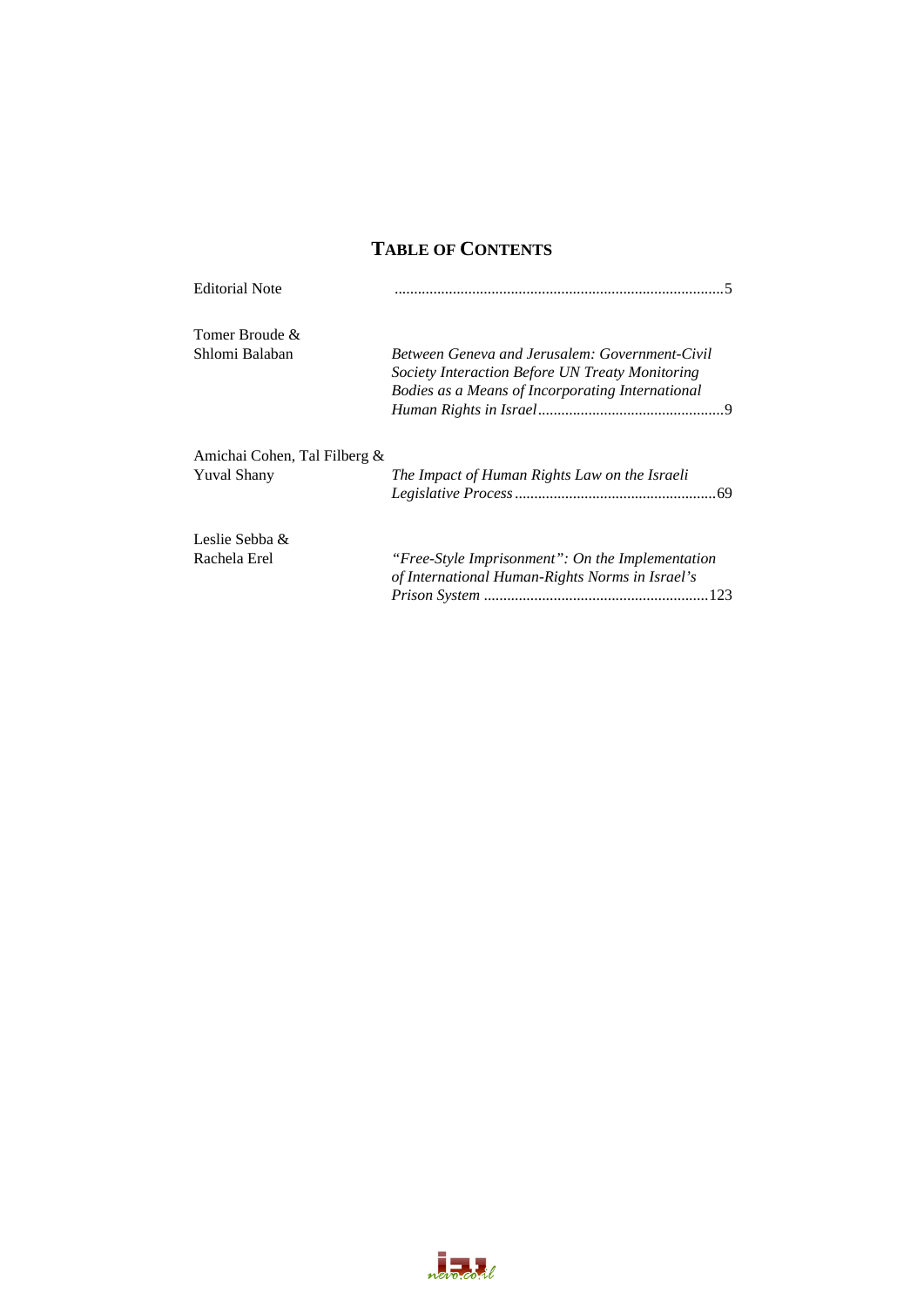# TABLE OF CONTENTS

| | | |
|---|---|---|
| Editorial Note | | 5 |
| Tomer Broude & Shlomi Balaban | *Between Geneva and Jerusalem: Government-Civil Society Interaction Before UN Treaty Monitoring Bodies as a Means of Incorporating International Human Rights in Israel* | 9 |
| Amichai Cohen, Tal Filberg & Yuval Shany | *The Impact of Human Rights Law on the Israeli Legislative Process* | 69 |
| Leslie Sebba & Rachela Erel | *"Free-Style Imprisonment": On the Implementation of International Human-Rights Norms in Israel's Prison System* | 123 |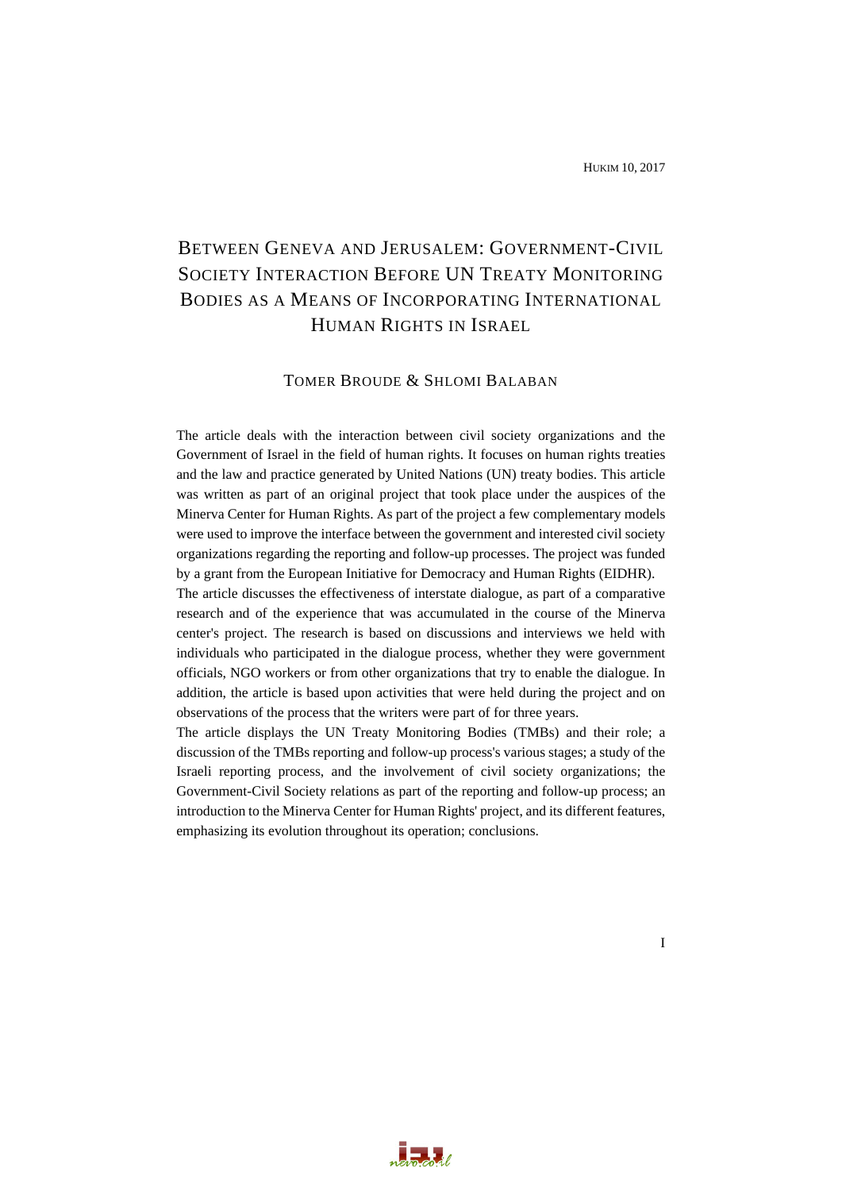# Between Geneva and Jerusalem: Government-Civil Society Interaction Before UN Treaty Monitoring Bodies as a Means of Incorporating International Human Rights in Israel

Tomer Broude & Shlomi Balaban

The article deals with the interaction between civil society organizations and the Government of Israel in the field of human rights. It focuses on human rights treaties and the law and practice generated by United Nations (UN) treaty bodies. This article was written as part of an original project that took place under the auspices of the Minerva Center for Human Rights. As part of the project a few complementary models were used to improve the interface between the government and interested civil society organizations regarding the reporting and follow-up processes. The project was funded by a grant from the European Initiative for Democracy and Human Rights (EIDHR).

The article discusses the effectiveness of interstate dialogue, as part of a comparative research and of the experience that was accumulated in the course of the Minerva center's project. The research is based on discussions and interviews we held with individuals who participated in the dialogue process, whether they were government officials, NGO workers or from other organizations that try to enable the dialogue. In addition, the article is based upon activities that were held during the project and on observations of the process that the writers were part of for three years.

The article displays the UN Treaty Monitoring Bodies (TMBs) and their role; a discussion of the TMBs reporting and follow-up process's various stages; a study of the Israeli reporting process, and the involvement of civil society organizations; the Government-Civil Society relations as part of the reporting and follow-up process; an introduction to the Minerva Center for Human Rights' project, and its different features, emphasizing its evolution throughout its operation; conclusions.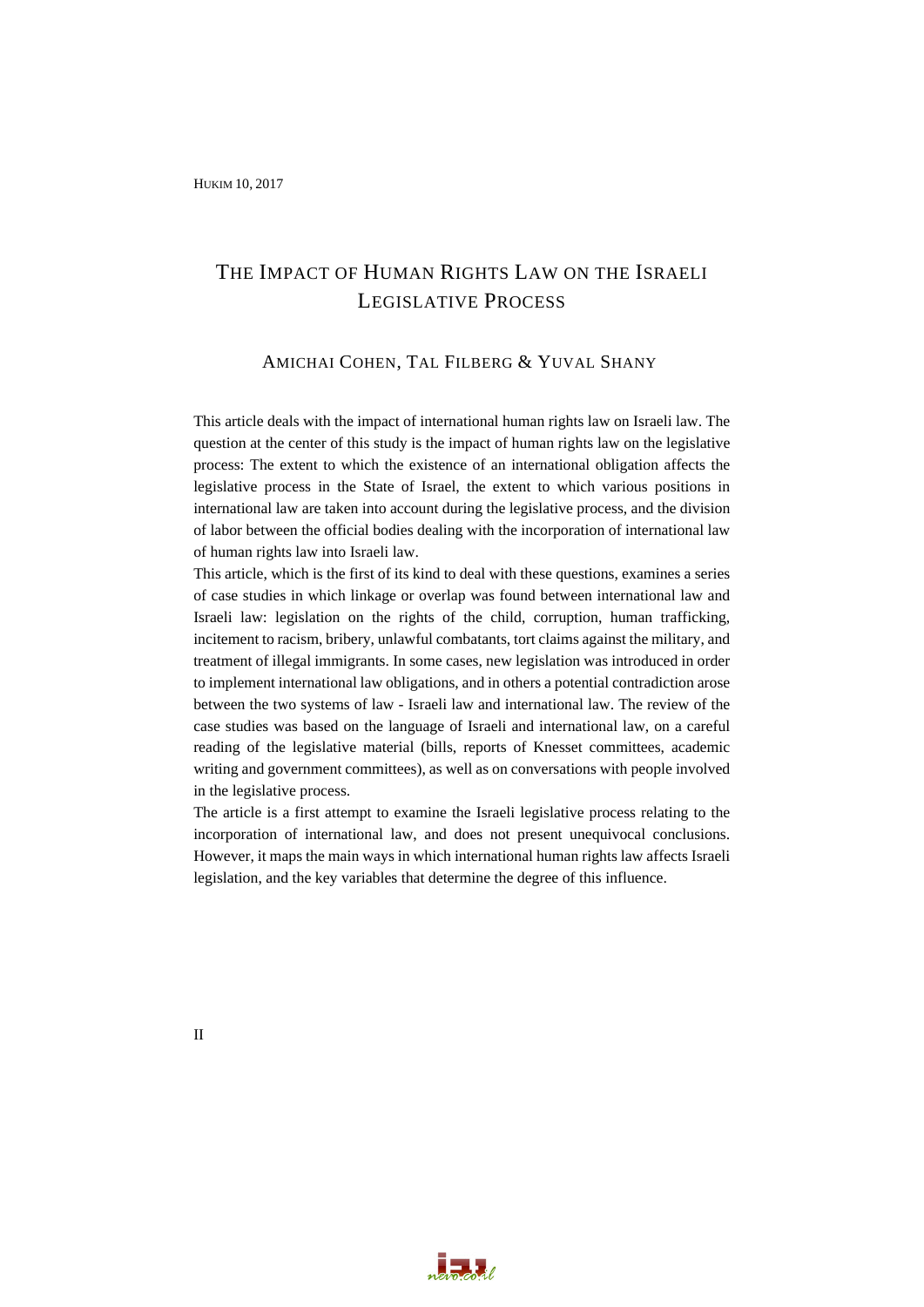# The Impact of Human Rights Law on the Israeli Legislative Process

Amichai Cohen, Tal Filberg & Yuval Shany

This article deals with the impact of international human rights law on Israeli law. The question at the center of this study is the impact of human rights law on the legislative process: The extent to which the existence of an international obligation affects the legislative process in the State of Israel, the extent to which various positions in international law are taken into account during the legislative process, and the division of labor between the official bodies dealing with the incorporation of international law of human rights law into Israeli law.

This article, which is the first of its kind to deal with these questions, examines a series of case studies in which linkage or overlap was found between international law and Israeli law: legislation on the rights of the child, corruption, human trafficking, incitement to racism, bribery, unlawful combatants, tort claims against the military, and treatment of illegal immigrants. In some cases, new legislation was introduced in order to implement international law obligations, and in others a potential contradiction arose between the two systems of law - Israeli law and international law. The review of the case studies was based on the language of Israeli and international law, on a careful reading of the legislative material (bills, reports of Knesset committees, academic writing and government committees), as well as on conversations with people involved in the legislative process.

The article is a first attempt to examine the Israeli legislative process relating to the incorporation of international law, and does not present unequivocal conclusions. However, it maps the main ways in which international human rights law affects Israeli legislation, and the key variables that determine the degree of this influence.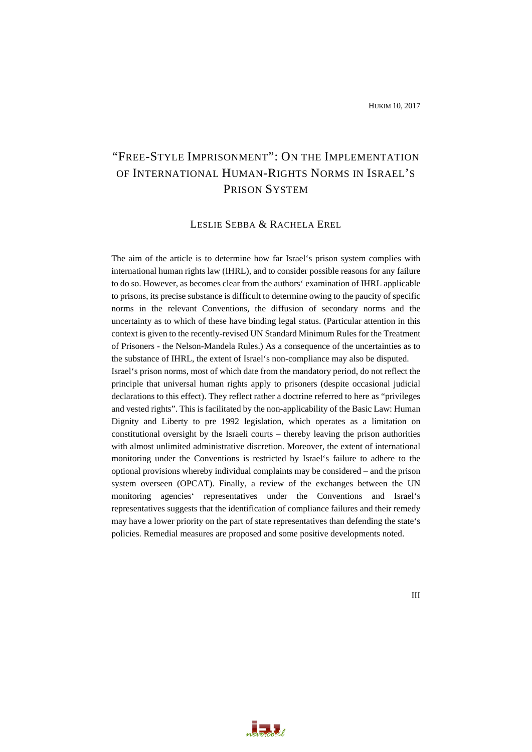# "FREE-STYLE IMPRISONMENT": ON THE IMPLEMENTATION OF INTERNATIONAL HUMAN-RIGHTS NORMS IN ISRAEL'S PRISON SYSTEM

LESLIE SEBBA & RACHELA EREL

The aim of the article is to determine how far Israel's prison system complies with international human rights law (IHRL), and to consider possible reasons for any failure to do so. However, as becomes clear from the authors' examination of IHRL applicable to prisons, its precise substance is difficult to determine owing to the paucity of specific norms in the relevant Conventions, the diffusion of secondary norms and the uncertainty as to which of these have binding legal status. (Particular attention in this context is given to the recently-revised UN Standard Minimum Rules for the Treatment of Prisoners - the Nelson-Mandela Rules.) As a consequence of the uncertainties as to the substance of IHRL, the extent of Israel's non-compliance may also be disputed.

Israel's prison norms, most of which date from the mandatory period, do not reflect the principle that universal human rights apply to prisoners (despite occasional judicial declarations to this effect). They reflect rather a doctrine referred to here as "privileges and vested rights". This is facilitated by the non-applicability of the Basic Law: Human Dignity and Liberty to pre 1992 legislation, which operates as a limitation on constitutional oversight by the Israeli courts – thereby leaving the prison authorities with almost unlimited administrative discretion. Moreover, the extent of international monitoring under the Conventions is restricted by Israel's failure to adhere to the optional provisions whereby individual complaints may be considered – and the prison system overseen (OPCAT). Finally, a review of the exchanges between the UN monitoring agencies' representatives under the Conventions and Israel's representatives suggests that the identification of compliance failures and their remedy may have a lower priority on the part of state representatives than defending the state's policies. Remedial measures are proposed and some positive developments noted.